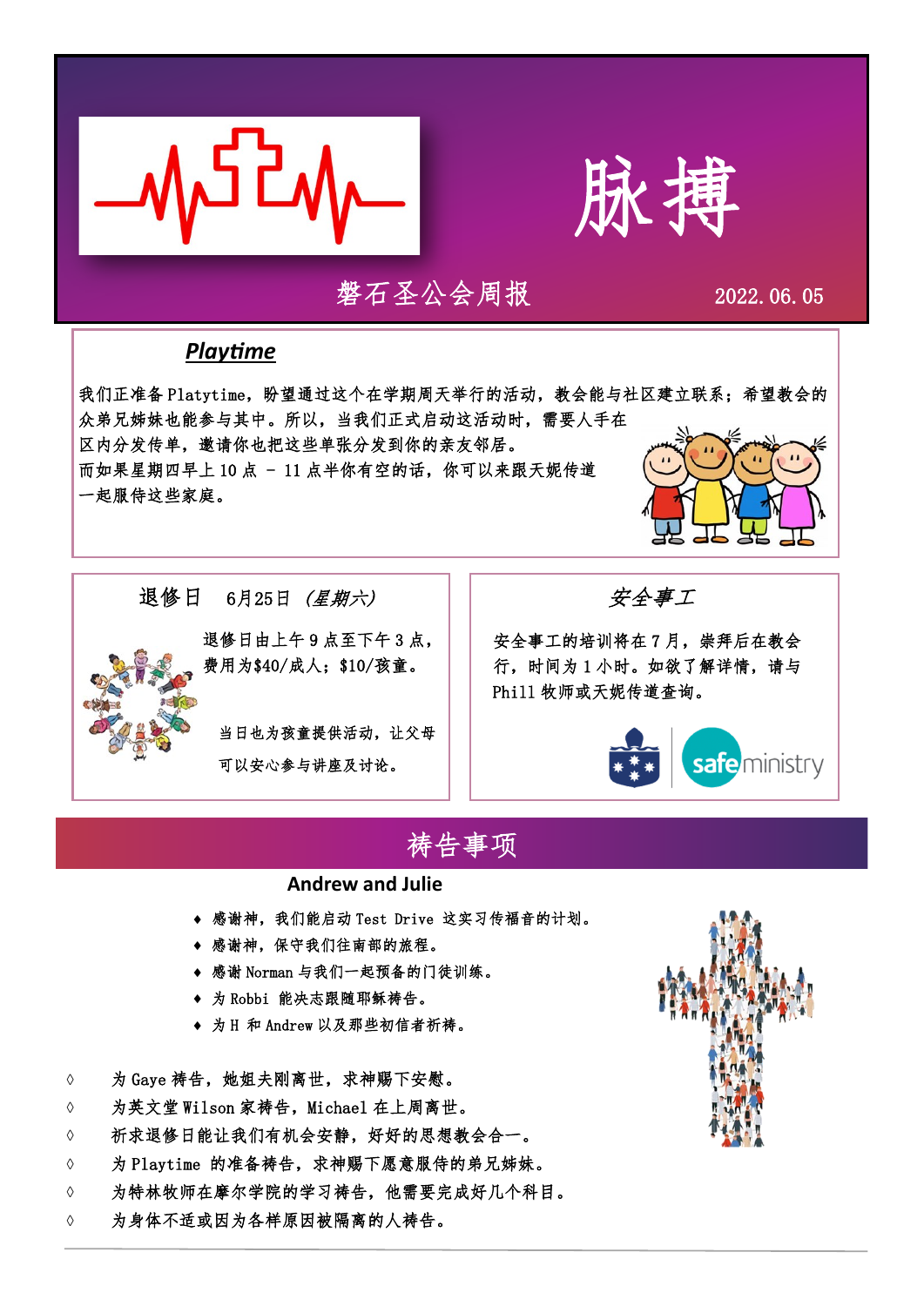# 脉搏

磐石圣公会周报 2022.06.05

## *Playtime*

我们正准备 Platytime，盼望通过这个在学期周天举行的活动，教会能与社区建立联系；希望教会的众弟兄姊妹也能参与其中。所以，当我们正式启动这活动时，需要人手在区内分发传单，邀请你也把这些单张分发到你的亲友邻居。

而如果星期四早上 10 点 – 11 点半你有空的话，你可以来跟天妮传道一起服侍这些家庭。

## 退修日 6月25日 *(星期六)*

退修日由上午 9 点至下午 3 点，费用为$40/成人；$10/孩童。

当日也为孩童提供活动，让父母可以安心参与讲座及讨论。

## *安全事工*

安全事工的培训将在 7 月，崇拜后在教会行，时间为 1 小时。如欲了解详情，请与 Phill 牧师或天妮传道查询。

safeministry

## 祷告事项

**Andrew and Julie**

- 感谢神，我们能启动 Test Drive 这实习传福音的计划。
- 感谢神，保守我们往南部的旅程。
- 感谢 Norman 与我们一起预备的门徒训练。
- 为 Robbi 能决志跟随耶稣祷告。
- 为 H 和 Andrew 以及那些初信者祈祷。

◊ 为 Gaye 祷告，她姐夫刚离世，求神赐下安慰。
◊ 为英文堂 Wilson 家祷告，Michael 在上周离世。
◊ 祈求退修日能让我们有机会安静，好好的思想教会合一。
◊ 为 Playtime 的准备祷告，求神赐下愿意服侍的弟兄姊妹。
◊ 为特林牧师在摩尔学院的学习祷告，他需要完成好几个科目。
◊ 为身体不适或因为各样原因被隔离的人祷告。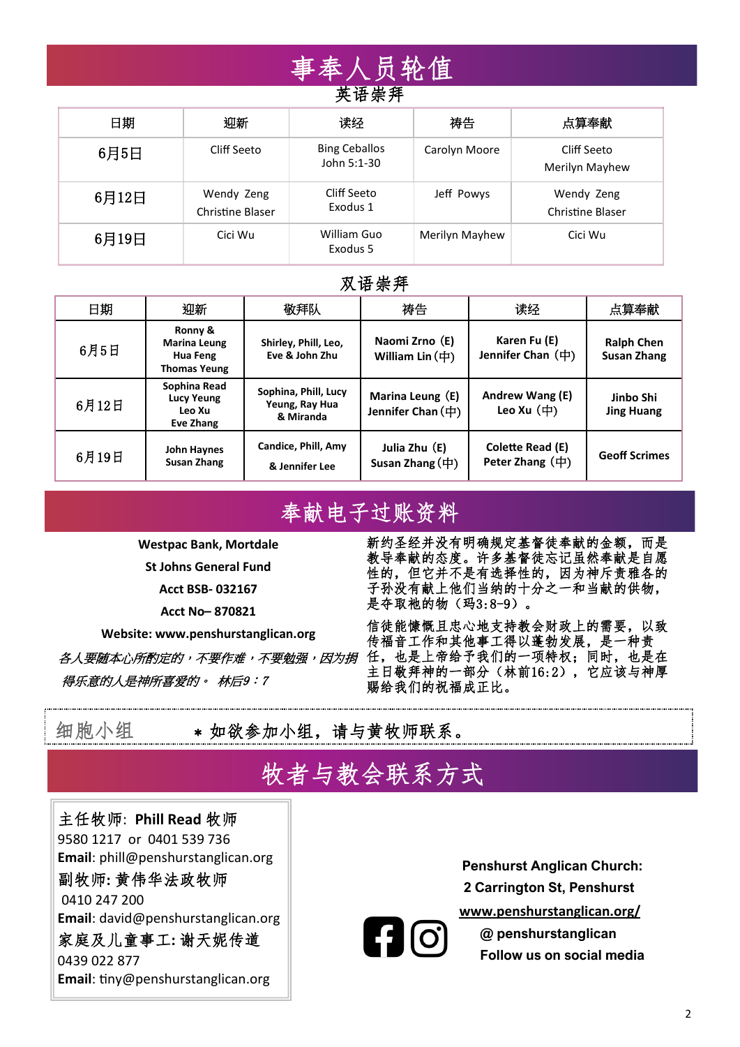# 事奉人员轮值

## 英语崇拜

| 日期 | 迎新 | 读经 | 祷告 | 点算奉献 |
|---|---|---|---|---|
| 6月5日 | Cliff Seeto | Bing Ceballos<br>John 5:1-30 | Carolyn Moore | Cliff Seeto<br>Merilyn Mayhew |
| 6月12日 | Wendy Zeng<br>Christine Blaser | Cliff Seeto<br>Exodus 1 | Jeff Powys | Wendy Zeng<br>Christine Blaser |
| 6月19日 | Cici Wu | William Guo<br>Exodus 5 | Merilyn Mayhew | Cici Wu |

## 双语崇拜

| 日期 | 迎新 | 敬拜队 | 祷告 | 读经 | 点算奉献 |
|---|---|---|---|---|---|
| 6月5日 | **Ronny & Marina Leung<br>Hua Feng<br>Thomas Yeung** | **Shirley, Phill, Leo, Eve & John Zhu** | **Naomi Zrno (E)<br>William Lin (中)** | **Karen Fu (E)<br>Jennifer Chan (中)** | **Ralph Chen<br>Susan Zhang** |
| 6月12日 | **Sophina Read<br>Lucy Yeung<br>Leo Xu<br>Eve Zhang** | **Sophina, Phill, Lucy Yeung, Ray Hua & Miranda** | **Marina Leung (E)<br>Jennifer Chan (中)** | **Andrew Wang (E)<br>Leo Xu (中)** | **Jinbo Shi<br>Jing Huang** |
| 6月19日 | **John Haynes<br>Susan Zhang** | **Candice, Phill, Amy & Jennifer Lee** | **Julia Zhu (E)<br>Susan Zhang (中)** | **Colette Read (E)<br>Peter Zhang (中)** | **Geoff Scrimes** |

# 奉献电子过账资料

**Westpac Bank, Mortdale**

**St Johns General Fund**

**Acct BSB- 032167**

**Acct No– 870821**

**Website: www.penshurstanglican.org**

*各人要随本心所酌定的，不要作难，不要勉强，因为捐得乐意的人是神所喜爱的。 林后9：7*

新约圣经并没有明确规定基督徒奉献的金额，而是教导奉献的态度。许多基督徒忘记虽然奉献是自愿性的，但它并不是有选择性的，因为神斥责雅各的子孙没有献上他们当纳的十分之一和当献的供物，是夺取祂的物（玛3:8-9）。

信徒能慷慨且忠心地支持教会财政上的需要，以致传福音工作和其他事工得以蓬勃发展，是一种责任，也是上帝给予我们的一项特权；同时，也是在主日敬拜神的一部分（林前16:2），它应该与神厚赐给我们的祝福成正比。

细胞小组　　＊如欲参加小组，请与黄牧师联系。

# 牧者与教会联系方式

主任牧师: **Phill Read** 牧师
9580 1217 or 0401 539 736
**Email**: phill@penshurstanglican.org

副牧师: 黄伟华法政牧师
0410 247 200
**Email**: david@penshurstanglican.org

家庭及儿童事工: 谢天妮传道
0439 022 877
**Email**: tiny@penshurstanglican.org

**Penshurst Anglican Church:**
**2 Carrington St, Penshurst**
**www.penshurstanglican.org/**
**@ penshurstanglican**
**Follow us on social media**